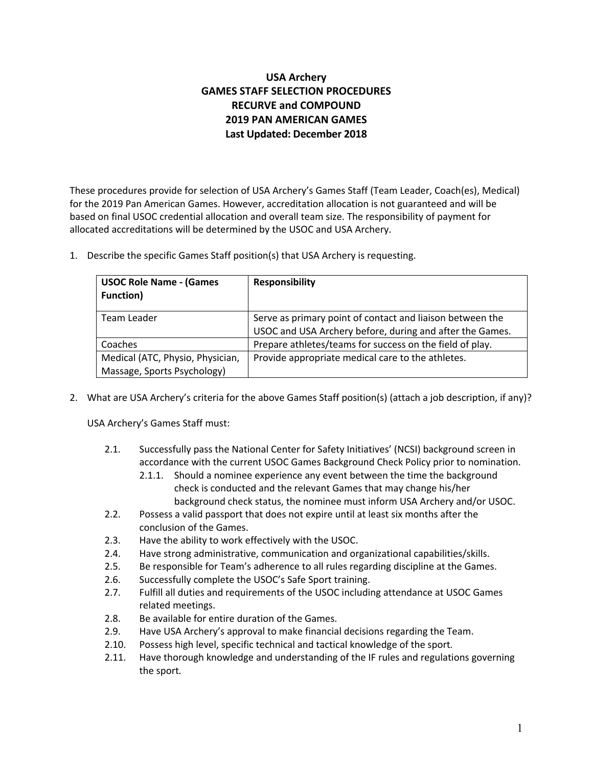# USA Archery
# GAMES STAFF SELECTION PROCEDURES
# RECURVE and COMPOUND
# 2019 PAN AMERICAN GAMES
# Last Updated: December 2018

These procedures provide for selection of USA Archery's Games Staff (Team Leader, Coach(es), Medical) for the 2019 Pan American Games. However, accreditation allocation is not guaranteed and will be based on final USOC credential allocation and overall team size. The responsibility of payment for allocated accreditations will be determined by the USOC and USA Archery.

1. Describe the specific Games Staff position(s) that USA Archery is requesting.

| USOC Role Name - (Games Function) | Responsibility |
|---|---|
| Team Leader | Serve as primary point of contact and liaison between the USOC and USA Archery before, during and after the Games. |
| Coaches | Prepare athletes/teams for success on the field of play. |
| Medical (ATC, Physio, Physician, Massage, Sports Psychology) | Provide appropriate medical care to the athletes. |

2. What are USA Archery's criteria for the above Games Staff position(s) (attach a job description, if any)?

   USA Archery's Games Staff must:

   - 2.1. Successfully pass the National Center for Safety Initiatives' (NCSI) background screen in accordance with the current USOC Games Background Check Policy prior to nomination.
     - 2.1.1. Should a nominee experience any event between the time the background check is conducted and the relevant Games that may change his/her background check status, the nominee must inform USA Archery and/or USOC.
   - 2.2. Possess a valid passport that does not expire until at least six months after the conclusion of the Games.
   - 2.3. Have the ability to work effectively with the USOC.
   - 2.4. Have strong administrative, communication and organizational capabilities/skills.
   - 2.5. Be responsible for Team's adherence to all rules regarding discipline at the Games.
   - 2.6. Successfully complete the USOC's Safe Sport training.
   - 2.7. Fulfill all duties and requirements of the USOC including attendance at USOC Games related meetings.
   - 2.8. Be available for entire duration of the Games.
   - 2.9. Have USA Archery's approval to make financial decisions regarding the Team.
   - 2.10. Possess high level, specific technical and tactical knowledge of the sport.
   - 2.11. Have thorough knowledge and understanding of the IF rules and regulations governing the sport.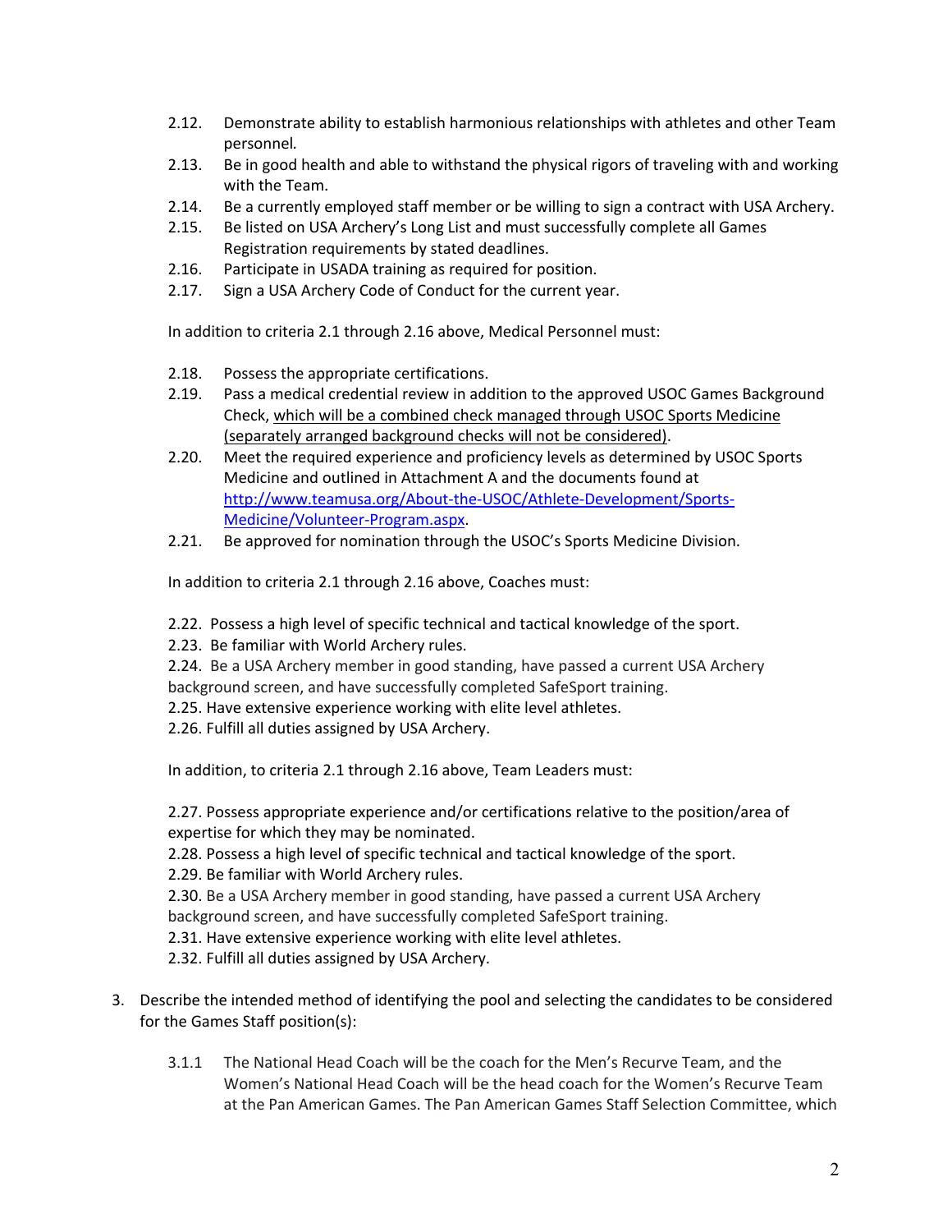2.12. Demonstrate ability to establish harmonious relationships with athletes and other Team personnel.

2.13. Be in good health and able to withstand the physical rigors of traveling with and working with the Team.

2.14. Be a currently employed staff member or be willing to sign a contract with USA Archery.

2.15. Be listed on USA Archery's Long List and must successfully complete all Games Registration requirements by stated deadlines.

2.16. Participate in USADA training as required for position.

2.17. Sign a USA Archery Code of Conduct for the current year.

In addition to criteria 2.1 through 2.16 above, Medical Personnel must:

2.18. Possess the appropriate certifications.

2.19. Pass a medical credential review in addition to the approved USOC Games Background Check, which will be a combined check managed through USOC Sports Medicine (separately arranged background checks will not be considered).

2.20. Meet the required experience and proficiency levels as determined by USOC Sports Medicine and outlined in Attachment A and the documents found at http://www.teamusa.org/About-the-USOC/Athlete-Development/Sports-Medicine/Volunteer-Program.aspx.

2.21. Be approved for nomination through the USOC's Sports Medicine Division.

In addition to criteria 2.1 through 2.16 above, Coaches must:

2.22. Possess a high level of specific technical and tactical knowledge of the sport.

2.23. Be familiar with World Archery rules.

2.24. Be a USA Archery member in good standing, have passed a current USA Archery background screen, and have successfully completed SafeSport training.

2.25. Have extensive experience working with elite level athletes.

2.26. Fulfill all duties assigned by USA Archery.

In addition, to criteria 2.1 through 2.16 above, Team Leaders must:

2.27. Possess appropriate experience and/or certifications relative to the position/area of expertise for which they may be nominated.

2.28. Possess a high level of specific technical and tactical knowledge of the sport.

2.29. Be familiar with World Archery rules.

2.30. Be a USA Archery member in good standing, have passed a current USA Archery background screen, and have successfully completed SafeSport training.

2.31. Have extensive experience working with elite level athletes.

2.32. Fulfill all duties assigned by USA Archery.

3. Describe the intended method of identifying the pool and selecting the candidates to be considered for the Games Staff position(s):

   3.1.1 The National Head Coach will be the coach for the Men's Recurve Team, and the Women's National Head Coach will be the head coach for the Women's Recurve Team at the Pan American Games. The Pan American Games Staff Selection Committee, which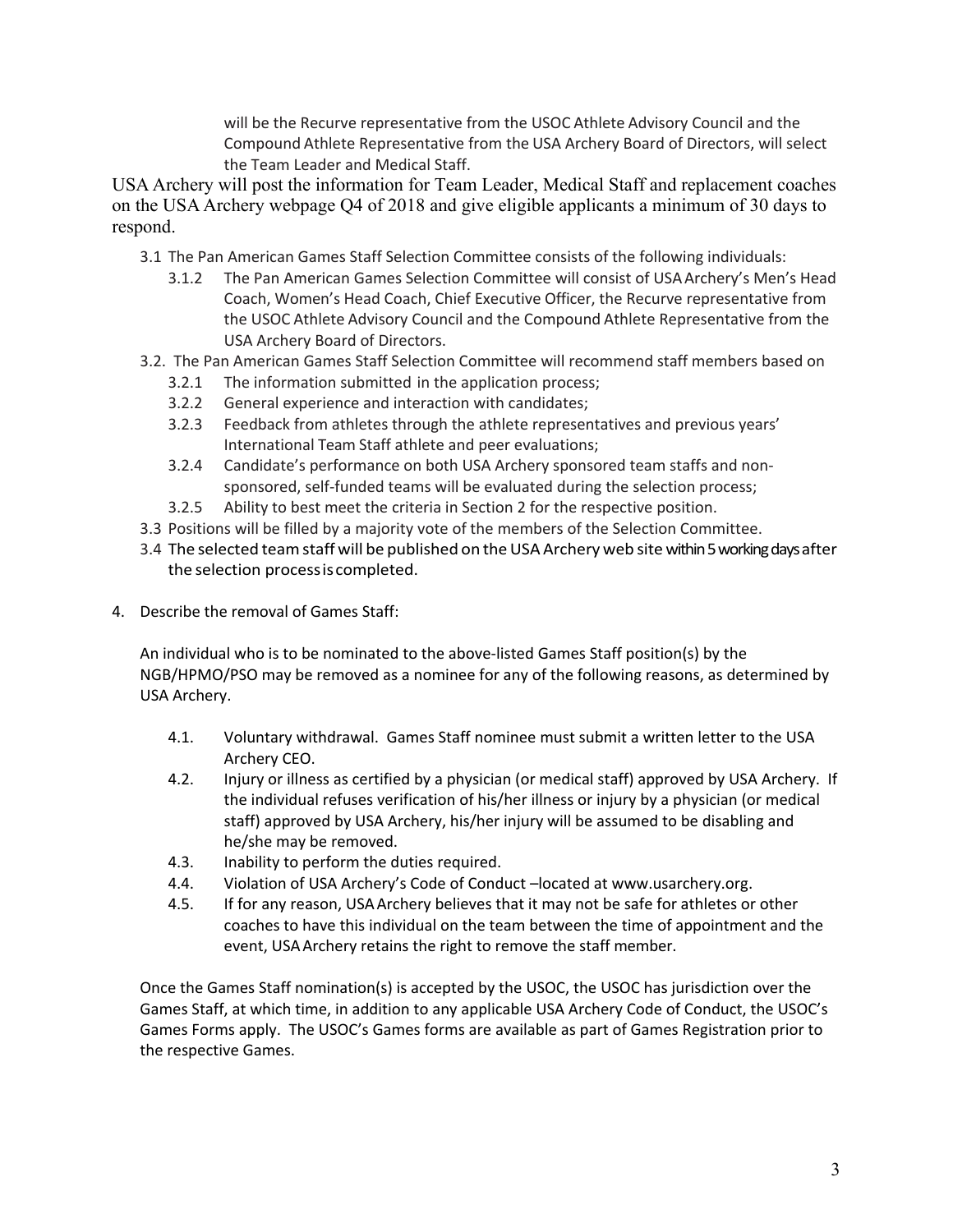will be the Recurve representative from the USOC Athlete Advisory Council and the Compound Athlete Representative from the USA Archery Board of Directors, will select the Team Leader and Medical Staff.

USA Archery will post the information for Team Leader, Medical Staff and replacement coaches on the USA Archery webpage Q4 of 2018 and give eligible applicants a minimum of 30 days to respond.

- 3.1 The Pan American Games Staff Selection Committee consists of the following individuals:
  - 3.1.2 The Pan American Games Selection Committee will consist of USA Archery's Men's Head Coach, Women's Head Coach, Chief Executive Officer, the Recurve representative from the USOC Athlete Advisory Council and the Compound Athlete Representative from the USA Archery Board of Directors.
- 3.2. The Pan American Games Staff Selection Committee will recommend staff members based on
  - 3.2.1 The information submitted in the application process;
  - 3.2.2 General experience and interaction with candidates;
  - 3.2.3 Feedback from athletes through the athlete representatives and previous years' International Team Staff athlete and peer evaluations;
  - 3.2.4 Candidate's performance on both USA Archery sponsored team staffs and non-sponsored, self-funded teams will be evaluated during the selection process;
  - 3.2.5 Ability to best meet the criteria in Section 2 for the respective position.
- 3.3 Positions will be filled by a majority vote of the members of the Selection Committee.
- 3.4 The selected team staff will be published on the USA Archery web site within 5 working days after the selection process is completed.

4. Describe the removal of Games Staff:

An individual who is to be nominated to the above-listed Games Staff position(s) by the NGB/HPMO/PSO may be removed as a nominee for any of the following reasons, as determined by USA Archery.

- 4.1. Voluntary withdrawal. Games Staff nominee must submit a written letter to the USA Archery CEO.
- 4.2. Injury or illness as certified by a physician (or medical staff) approved by USA Archery. If the individual refuses verification of his/her illness or injury by a physician (or medical staff) approved by USA Archery, his/her injury will be assumed to be disabling and he/she may be removed.
- 4.3. Inability to perform the duties required.
- 4.4. Violation of USA Archery's Code of Conduct –located at www.usarchery.org.
- 4.5. If for any reason, USA Archery believes that it may not be safe for athletes or other coaches to have this individual on the team between the time of appointment and the event, USA Archery retains the right to remove the staff member.

Once the Games Staff nomination(s) is accepted by the USOC, the USOC has jurisdiction over the Games Staff, at which time, in addition to any applicable USA Archery Code of Conduct, the USOC's Games Forms apply. The USOC's Games forms are available as part of Games Registration prior to the respective Games.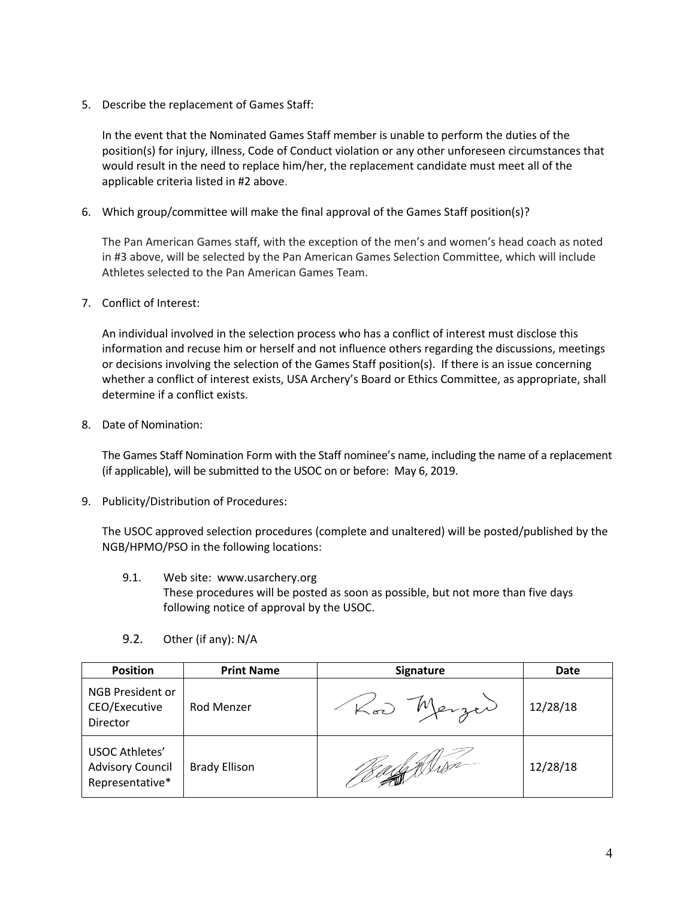5. Describe the replacement of Games Staff:

   In the event that the Nominated Games Staff member is unable to perform the duties of the position(s) for injury, illness, Code of Conduct violation or any other unforeseen circumstances that would result in the need to replace him/her, the replacement candidate must meet all of the applicable criteria listed in #2 above.

6. Which group/committee will make the final approval of the Games Staff position(s)?

   The Pan American Games staff, with the exception of the men's and women's head coach as noted in #3 above, will be selected by the Pan American Games Selection Committee, which will include Athletes selected to the Pan American Games Team.

7. Conflict of Interest:

   An individual involved in the selection process who has a conflict of interest must disclose this information and recuse him or herself and not influence others regarding the discussions, meetings or decisions involving the selection of the Games Staff position(s). If there is an issue concerning whether a conflict of interest exists, USA Archery's Board or Ethics Committee, as appropriate, shall determine if a conflict exists.

8. Date of Nomination:

   The Games Staff Nomination Form with the Staff nominee's name, including the name of a replacement (if applicable), will be submitted to the USOC on or before: May 6, 2019.

9. Publicity/Distribution of Procedures:

   The USOC approved selection procedures (complete and unaltered) will be posted/published by the NGB/HPMO/PSO in the following locations:

   9.1. Web site: www.usarchery.org
   These procedures will be posted as soon as possible, but not more than five days following notice of approval by the USOC.

   9.2. Other (if any): N/A

| Position | Print Name | Signature | Date |
|---|---|---|---|
| NGB President or CEO/Executive Director | Rod Menzer | Rod Menzer | 12/28/18 |
| USOC Athletes' Advisory Council Representative* | Brady Ellison | Brady Ellison | 12/28/18 |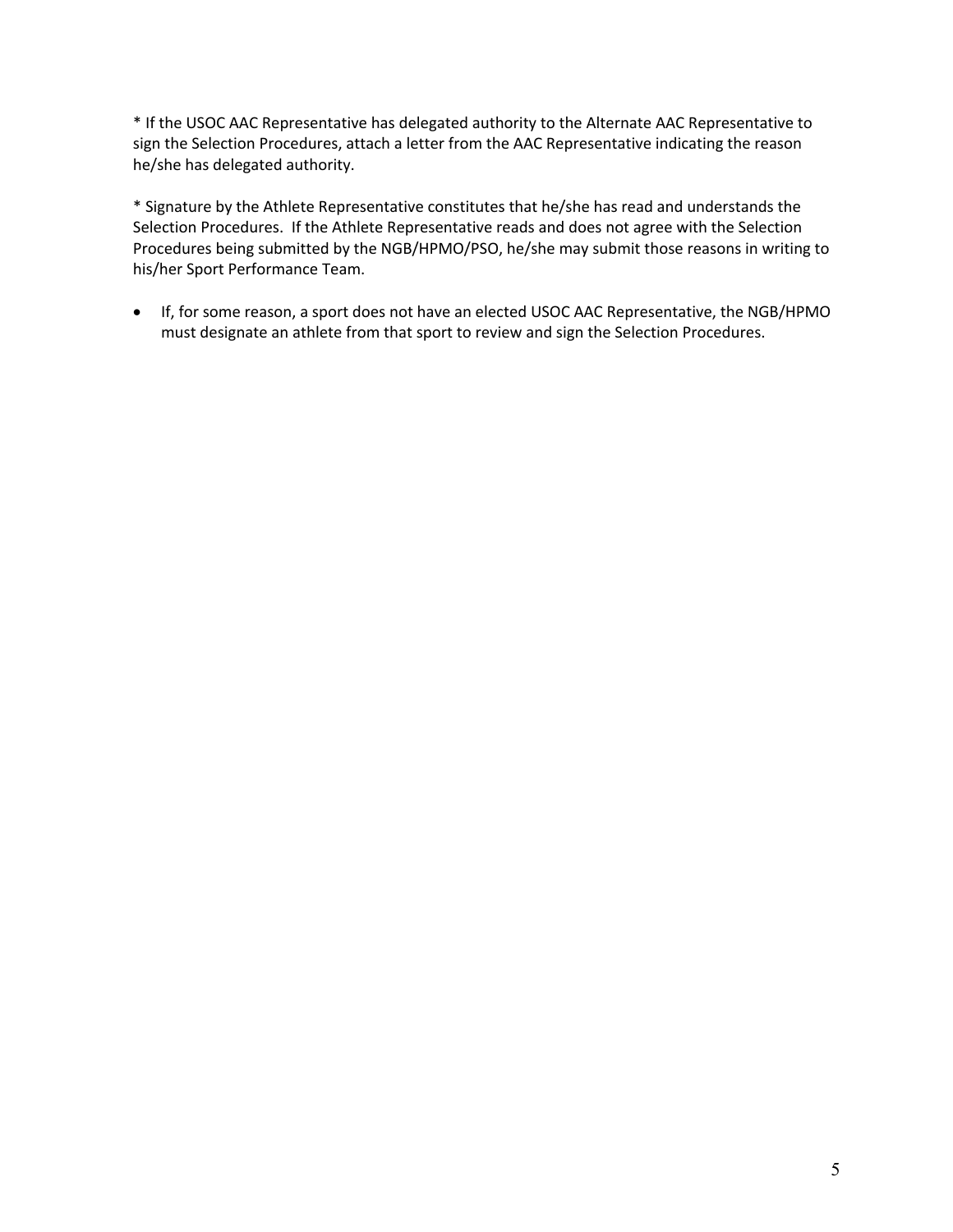* If the USOC AAC Representative has delegated authority to the Alternate AAC Representative to sign the Selection Procedures, attach a letter from the AAC Representative indicating the reason he/she has delegated authority.

* Signature by the Athlete Representative constitutes that he/she has read and understands the Selection Procedures. If the Athlete Representative reads and does not agree with the Selection Procedures being submitted by the NGB/HPMO/PSO, he/she may submit those reasons in writing to his/her Sport Performance Team.

- If, for some reason, a sport does not have an elected USOC AAC Representative, the NGB/HPMO must designate an athlete from that sport to review and sign the Selection Procedures.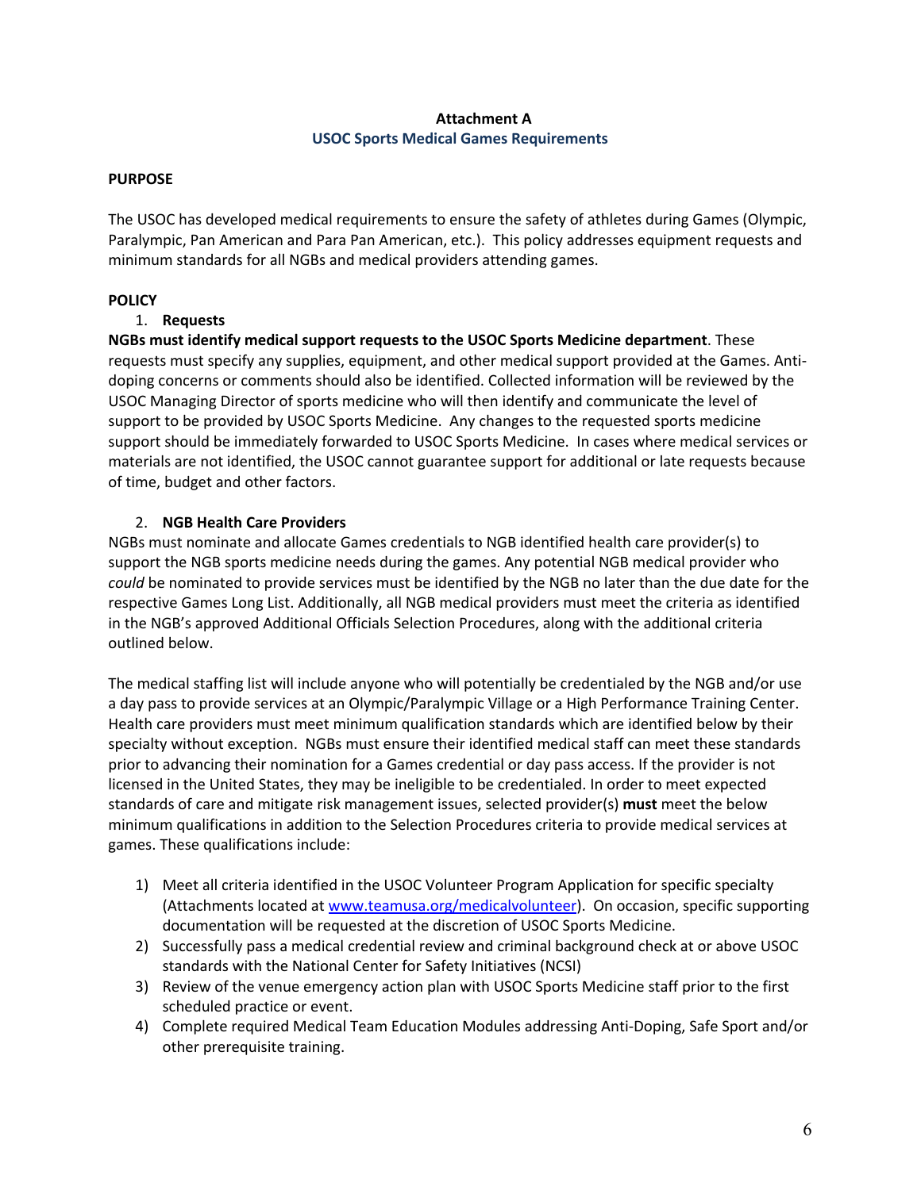**Attachment A**
**USOC Sports Medical Games Requirements**

**PURPOSE**

The USOC has developed medical requirements to ensure the safety of athletes during Games (Olympic, Paralympic, Pan American and Para Pan American, etc.). This policy addresses equipment requests and minimum standards for all NGBs and medical providers attending games.

**POLICY**

1. **Requests**

**NGBs must identify medical support requests to the USOC Sports Medicine department**. These requests must specify any supplies, equipment, and other medical support provided at the Games. Anti-doping concerns or comments should also be identified. Collected information will be reviewed by the USOC Managing Director of sports medicine who will then identify and communicate the level of support to be provided by USOC Sports Medicine. Any changes to the requested sports medicine support should be immediately forwarded to USOC Sports Medicine. In cases where medical services or materials are not identified, the USOC cannot guarantee support for additional or late requests because of time, budget and other factors.

2. **NGB Health Care Providers**

NGBs must nominate and allocate Games credentials to NGB identified health care provider(s) to support the NGB sports medicine needs during the games. Any potential NGB medical provider who *could* be nominated to provide services must be identified by the NGB no later than the due date for the respective Games Long List. Additionally, all NGB medical providers must meet the criteria as identified in the NGB's approved Additional Officials Selection Procedures, along with the additional criteria outlined below.

The medical staffing list will include anyone who will potentially be credentialed by the NGB and/or use a day pass to provide services at an Olympic/Paralympic Village or a High Performance Training Center. Health care providers must meet minimum qualification standards which are identified below by their specialty without exception. NGBs must ensure their identified medical staff can meet these standards prior to advancing their nomination for a Games credential or day pass access. If the provider is not licensed in the United States, they may be ineligible to be credentialed. In order to meet expected standards of care and mitigate risk management issues, selected provider(s) **must** meet the below minimum qualifications in addition to the Selection Procedures criteria to provide medical services at games. These qualifications include:

1) Meet all criteria identified in the USOC Volunteer Program Application for specific specialty (Attachments located at [www.teamusa.org/medicalvolunteer](www.teamusa.org/medicalvolunteer)). On occasion, specific supporting documentation will be requested at the discretion of USOC Sports Medicine.
2) Successfully pass a medical credential review and criminal background check at or above USOC standards with the National Center for Safety Initiatives (NCSI)
3) Review of the venue emergency action plan with USOC Sports Medicine staff prior to the first scheduled practice or event.
4) Complete required Medical Team Education Modules addressing Anti-Doping, Safe Sport and/or other prerequisite training.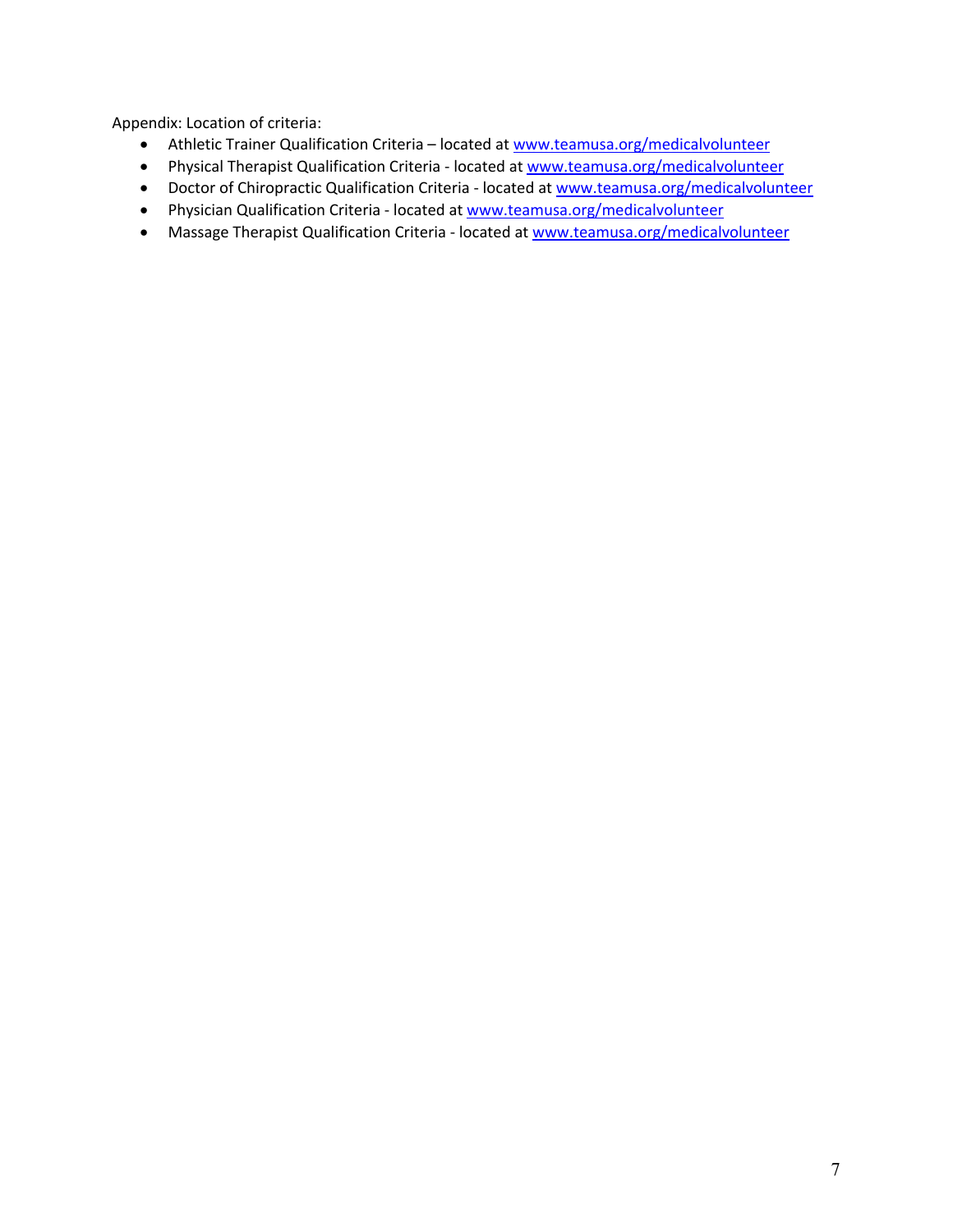Appendix: Location of criteria:

- Athletic Trainer Qualification Criteria – located at www.teamusa.org/medicalvolunteer
- Physical Therapist Qualification Criteria - located at www.teamusa.org/medicalvolunteer
- Doctor of Chiropractic Qualification Criteria - located at www.teamusa.org/medicalvolunteer
- Physician Qualification Criteria - located at www.teamusa.org/medicalvolunteer
- Massage Therapist Qualification Criteria - located at www.teamusa.org/medicalvolunteer